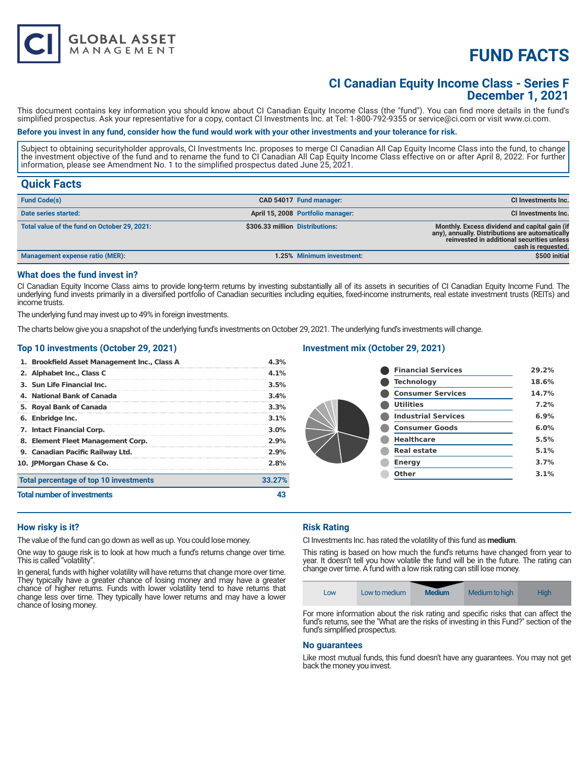# FUND FACTS

## CI Canadian Equity Income Class - Series F
## December 1, 2021

This document contains key information you should know about CI Canadian Equity Income Class (the "fund"). You can find more details in the fund's simplified prospectus. Ask your representative for a copy, contact CI Investments Inc. at Tel: 1-800-792-9355 or service@ci.com or visit www.ci.com.

**Before you invest in any fund, consider how the fund would work with your other investments and your tolerance for risk.**

Subject to obtaining securityholder approvals, CI Investments Inc. proposes to merge CI Canadian All Cap Equity Income Class into the fund, to change the investment objective of the fund and to rename the fund to CI Canadian All Cap Equity Income Class effective on or after April 8, 2022. For further information, please see Amendment No. 1 to the simplified prospectus dated June 25, 2021.

## Quick Facts

| | | | |
|---|---|---|---|
| **Fund Code(s)** | CAD 54017 | **Fund manager:** | CI Investments Inc. |
| **Date series started:** | April 15, 2008 | **Portfolio manager:** | CI Investments Inc. |
| **Total value of the fund on October 29, 2021:** | $306.33 million | **Distributions:** | Monthly. Excess dividend and capital gain (if any), annually. Distributions are automatically reinvested in additional securities unless cash is requested. |
| **Management expense ratio (MER):** | 1.25% | **Minimum investment:** | $500 initial |

### What does the fund invest in?

CI Canadian Equity Income Class aims to provide long-term returns by investing substantially all of its assets in securities of CI Canadian Equity Income Fund. The underlying fund invests primarily in a diversified portfolio of Canadian securities including equities, fixed-income instruments, real estate investment trusts (REITs) and income trusts.

The underlying fund may invest up to 49% in foreign investments.

The charts below give you a snapshot of the underlying fund's investments on October 29, 2021. The underlying fund's investments will change.

### Top 10 investments (October 29, 2021)

| Investment | % |
|---|---|
| 1. Brookfield Asset Management Inc., Class A | 4.3% |
| 2. Alphabet Inc., Class C | 4.1% |
| 3. Sun Life Financial Inc. | 3.5% |
| 4. National Bank of Canada | 3.4% |
| 5. Royal Bank of Canada | 3.3% |
| 6. Enbridge Inc. | 3.1% |
| 7. Intact Financial Corp. | 3.0% |
| 8. Element Fleet Management Corp. | 2.9% |
| 9. Canadian Pacific Railway Ltd. | 2.9% |
| 10. JPMorgan Chase & Co. | 2.8% |
| **Total percentage of top 10 investments** | **33.27%** |
| **Total number of investments** | **43** |

### Investment mix (October 29, 2021)

| Sector | % |
|---|---|
| Financial Services | 29.2% |
| Technology | 18.6% |
| Consumer Services | 14.7% |
| Utilities | 7.2% |
| Industrial Services | 6.9% |
| Consumer Goods | 6.0% |
| Healthcare | 5.5% |
| Real estate | 5.1% |
| Energy | 3.7% |
| Other | 3.1% |

### How risky is it?

The value of the fund can go down as well as up. You could lose money.

One way to gauge risk is to look at how much a fund's returns change over time. This is called "volatility".

In general, funds with higher volatility will have returns that change more over time. They typically have a greater chance of losing money and may have a greater chance of higher returns. Funds with lower volatility tend to have returns that change less over time. They typically have lower returns and may have a lower chance of losing money.

### Risk Rating

CI Investments Inc. has rated the volatility of this fund as **medium**.

This rating is based on how much the fund's returns have changed from year to year. It doesn't tell you how volatile the fund will be in the future. The rating can change over time. A fund with a low risk rating can still lose money.

| Low | Low to medium | **Medium** | Medium to high | High |
|---|---|---|---|---|

For more information about the risk rating and specific risks that can affect the fund's returns, see the "What are the risks of investing in this Fund?" section of the fund's simplified prospectus.

### No guarantees

Like most mutual funds, this fund doesn't have any guarantees. You may not get back the money you invest.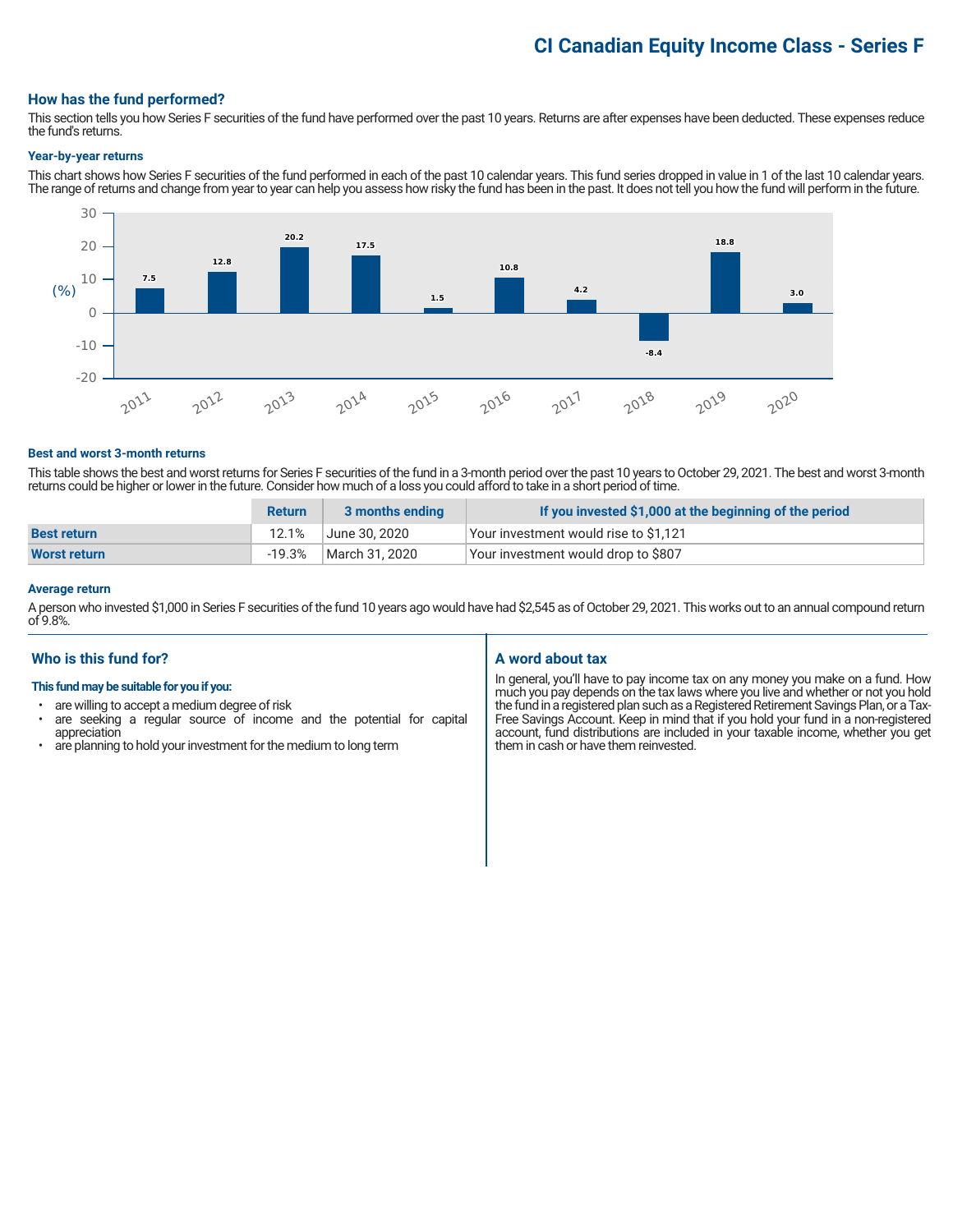# CI Canadian Equity Income Class - Series F

## How has the fund performed?

This section tells you how Series F securities of the fund have performed over the past 10 years. Returns are after expenses have been deducted. These expenses reduce the fund's returns.

### Year-by-year returns

This chart shows how Series F securities of the fund performed in each of the past 10 calendar years. This fund series dropped in value in 1 of the last 10 calendar years. The range of returns and change from year to year can help you assess how risky the fund has been in the past. It does not tell you how the fund will perform in the future.

| Year | Return (%) |
|---|---|
| 2011 | 7.5 |
| 2012 | 12.8 |
| 2013 | 20.2 |
| 2014 | 17.5 |
| 2015 | 1.5 |
| 2016 | 10.8 |
| 2017 | 4.2 |
| 2018 | -8.4 |
| 2019 | 18.8 |
| 2020 | 3.0 |

### Best and worst 3-month returns

This table shows the best and worst returns for Series F securities of the fund in a 3-month period over the past 10 years to October 29, 2021. The best and worst 3-month returns could be higher or lower in the future. Consider how much of a loss you could afford to take in a short period of time.

| | Return | 3 months ending | If you invested $1,000 at the beginning of the period |
|---|---|---|---|
| **Best return** | 12.1% | June 30, 2020 | Your investment would rise to $1,121 |
| **Worst return** | -19.3% | March 31, 2020 | Your investment would drop to $807 |

### Average return

A person who invested $1,000 in Series F securities of the fund 10 years ago would have had $2,545 as of October 29, 2021. This works out to an annual compound return of 9.8%.

## Who is this fund for?

**This fund may be suitable for you if you:**

- are willing to accept a medium degree of risk
- are seeking a regular source of income and the potential for capital appreciation
- are planning to hold your investment for the medium to long term

## A word about tax

In general, you'll have to pay income tax on any money you make on a fund. How much you pay depends on the tax laws where you live and whether or not you hold the fund in a registered plan such as a Registered Retirement Savings Plan, or a Tax-Free Savings Account. Keep in mind that if you hold your fund in a non-registered account, fund distributions are included in your taxable income, whether you get them in cash or have them reinvested.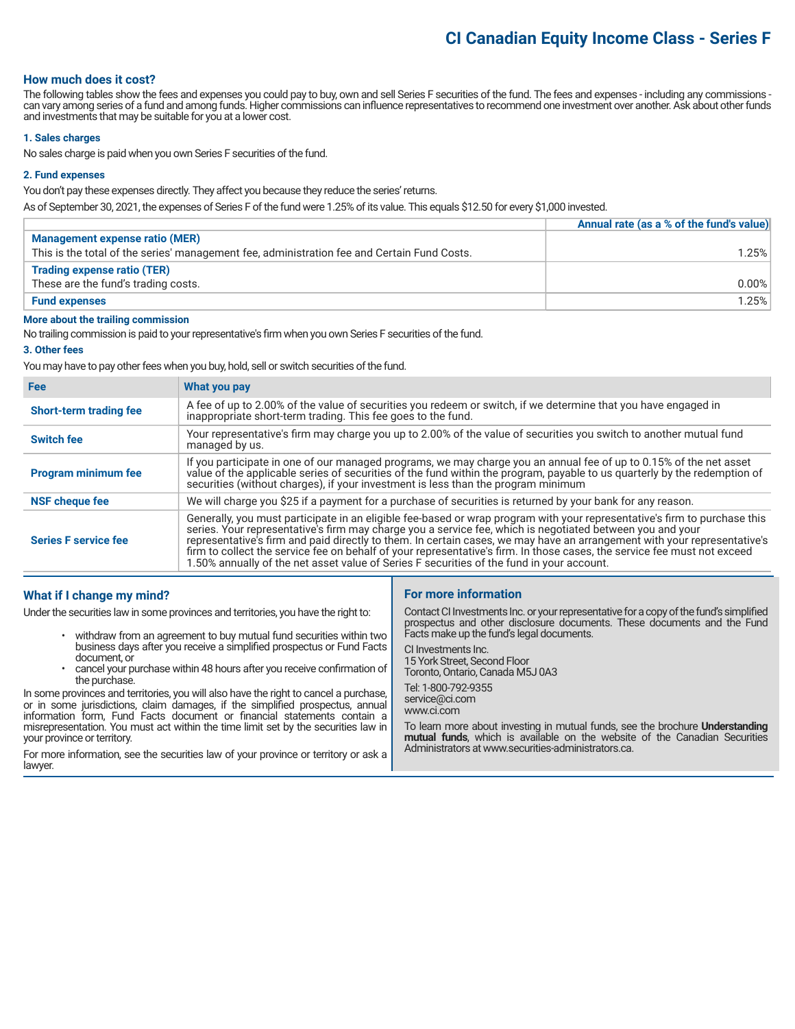# CI Canadian Equity Income Class - Series F

## How much does it cost?

The following tables show the fees and expenses you could pay to buy, own and sell Series F securities of the fund. The fees and expenses - including any commissions - can vary among series of a fund and among funds. Higher commissions can influence representatives to recommend one investment over another. Ask about other funds and investments that may be suitable for you at a lower cost.

### 1. Sales charges

No sales charge is paid when you own Series F securities of the fund.

### 2. Fund expenses

You don't pay these expenses directly. They affect you because they reduce the series' returns.

As of September 30, 2021, the expenses of Series F of the fund were 1.25% of its value. This equals $12.50 for every $1,000 invested.

| | Annual rate (as a % of the fund's value) |
|---|---|
| **Management expense ratio (MER)**<br>This is the total of the series' management fee, administration fee and Certain Fund Costs. | 1.25% |
| **Trading expense ratio (TER)**<br>These are the fund's trading costs. | 0.00% |
| **Fund expenses** | 1.25% |

#### More about the trailing commission

No trailing commission is paid to your representative's firm when you own Series F securities of the fund.

### 3. Other fees

You may have to pay other fees when you buy, hold, sell or switch securities of the fund.

| Fee | What you pay |
|---|---|
| **Short-term trading fee** | A fee of up to 2.00% of the value of securities you redeem or switch, if we determine that you have engaged in inappropriate short-term trading. This fee goes to the fund. |
| **Switch fee** | Your representative's firm may charge you up to 2.00% of the value of securities you switch to another mutual fund managed by us. |
| **Program minimum fee** | If you participate in one of our managed programs, we may charge you an annual fee of up to 0.15% of the net asset value of the applicable series of securities of the fund within the program, payable to us quarterly by the redemption of securities (without charges), if your investment is less than the program minimum |
| **NSF cheque fee** | We will charge you $25 if a payment for a purchase of securities is returned by your bank for any reason. |
| **Series F service fee** | Generally, you must participate in an eligible fee-based or wrap program with your representative's firm to purchase this series. Your representative's firm may charge you a service fee, which is negotiated between you and your representative's firm and paid directly to them. In certain cases, we may have an arrangement with your representative's firm to collect the service fee on behalf of your representative's firm. In those cases, the service fee must not exceed 1.50% annually of the net asset value of Series F securities of the fund in your account. |

## What if I change my mind?

Under the securities law in some provinces and territories, you have the right to:

- withdraw from an agreement to buy mutual fund securities within two business days after you receive a simplified prospectus or Fund Facts document, or
- cancel your purchase within 48 hours after you receive confirmation of the purchase.

In some provinces and territories, you will also have the right to cancel a purchase, or in some jurisdictions, claim damages, if the simplified prospectus, annual information form, Fund Facts document or financial statements contain a misrepresentation. You must act within the time limit set by the securities law in your province or territory.

For more information, see the securities law of your province or territory or ask a lawyer.

## For more information

Contact CI Investments Inc. or your representative for a copy of the fund's simplified prospectus and other disclosure documents. These documents and the Fund Facts make up the fund's legal documents.

CI Investments Inc.
15 York Street, Second Floor
Toronto, Ontario, Canada M5J 0A3

Tel: 1-800-792-9355
service@ci.com
www.ci.com

To learn more about investing in mutual funds, see the brochure **Understanding mutual funds**, which is available on the website of the Canadian Securities Administrators at www.securities-administrators.ca.